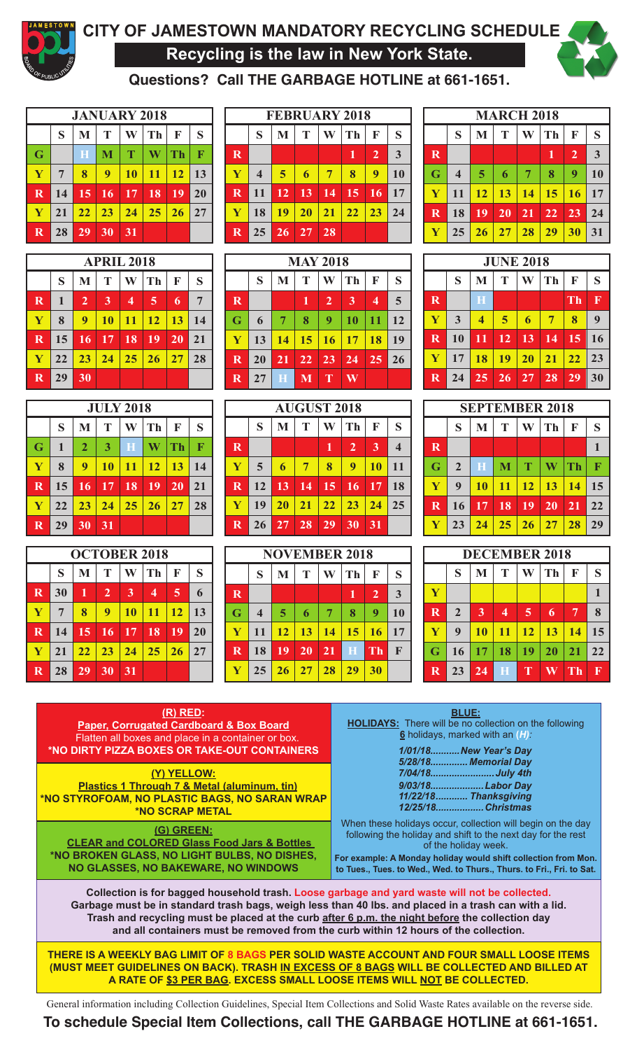# CITY OF JAMESTOWN MANDATORY RECYCLING SCHEDULE

## Recycling is the law in New York State.

**Questions? Call THE GARBAGE HOTLINE at 661-1651.**

### JANUARY 2018

| | S | M | T | W | Th | F | S |
|---|---|---|---|---|---|---|---|
| G | | H | M | T | W | Th | F |
| Y | 7 | 8 | 9 | 10 | 11 | 12 | 13 |
| R | 14 | 15 | 16 | 17 | 18 | 19 | 20 |
| Y | 21 | 22 | 23 | 24 | 25 | 26 | 27 |
| R | 28 | 29 | 30 | 31 | | | |

### FEBRUARY 2018

| | S | M | T | W | Th | F | S |
|---|---|---|---|---|---|---|---|
| R | | | | | 1 | 2 | 3 |
| Y | 4 | 5 | 6 | 7 | 8 | 9 | 10 |
| R | 11 | 12 | 13 | 14 | 15 | 16 | 17 |
| Y | 18 | 19 | 20 | 21 | 22 | 23 | 24 |
| R | 25 | 26 | 27 | 28 | | | |

### MARCH 2018

| | S | M | T | W | Th | F | S |
|---|---|---|---|---|---|---|---|
| R | | | | | 1 | 2 | 3 |
| G | 4 | 5 | 6 | 7 | 8 | 9 | 10 |
| Y | 11 | 12 | 13 | 14 | 15 | 16 | 17 |
| R | 18 | 19 | 20 | 21 | 22 | 23 | 24 |
| Y | 25 | 26 | 27 | 28 | 29 | 30 | 31 |

### APRIL 2018

| | S | M | T | W | Th | F | S |
|---|---|---|---|---|---|---|---|
| R | 1 | 2 | 3 | 4 | 5 | 6 | 7 |
| Y | 8 | 9 | 10 | 11 | 12 | 13 | 14 |
| R | 15 | 16 | 17 | 18 | 19 | 20 | 21 |
| Y | 22 | 23 | 24 | 25 | 26 | 27 | 28 |
| R | 29 | 30 | | | | | |

### MAY 2018

| | S | M | T | W | Th | F | S |
|---|---|---|---|---|---|---|---|
| R | | | 1 | 2 | 3 | 4 | 5 |
| G | 6 | 7 | 8 | 9 | 10 | 11 | 12 |
| Y | 13 | 14 | 15 | 16 | 17 | 18 | 19 |
| R | 20 | 21 | 22 | 23 | 24 | 25 | 26 |
| R | 27 | H | M | T | W | | |

### JUNE 2018

| | S | M | T | W | Th | F | S |
|---|---|---|---|---|---|---|---|
| R | | H | | | | Th | F |
| Y | 3 | 4 | 5 | 6 | 7 | 8 | 9 |
| R | 10 | 11 | 12 | 13 | 14 | 15 | 16 |
| Y | 17 | 18 | 19 | 20 | 21 | 22 | 23 |
| R | 24 | 25 | 26 | 27 | 28 | 29 | 30 |

### JULY 2018

| | S | M | T | W | Th | F | S |
|---|---|---|---|---|---|---|---|
| G | 1 | 2 | 3 | H | W | Th | F |
| Y | 8 | 9 | 10 | 11 | 12 | 13 | 14 |
| R | 15 | 16 | 17 | 18 | 19 | 20 | 21 |
| Y | 22 | 23 | 24 | 25 | 26 | 27 | 28 |
| R | 29 | 30 | 31 | | | | |

### AUGUST 2018

| | S | M | T | W | Th | F | S |
|---|---|---|---|---|---|---|---|
| R | | | | 1 | 2 | 3 | 4 |
| Y | 5 | 6 | 7 | 8 | 9 | 10 | 11 |
| R | 12 | 13 | 14 | 15 | 16 | 17 | 18 |
| Y | 19 | 20 | 21 | 22 | 23 | 24 | 25 |
| R | 26 | 27 | 28 | 29 | 30 | 31 | |

### SEPTEMBER 2018

| | S | M | T | W | Th | F | S |
|---|---|---|---|---|---|---|---|
| R | | | | | | | 1 |
| G | 2 | H | M | T | W | Th | F |
| Y | 9 | 10 | 11 | 12 | 13 | 14 | 15 |
| R | 16 | 17 | 18 | 19 | 20 | 21 | 22 |
| Y | 23 | 24 | 25 | 26 | 27 | 28 | 29 |

### OCTOBER 2018

| | S | M | T | W | Th | F | S |
|---|---|---|---|---|---|---|---|
| R | 30 | 1 | 2 | 3 | 4 | 5 | 6 |
| Y | 7 | 8 | 9 | 10 | 11 | 12 | 13 |
| R | 14 | 15 | 16 | 17 | 18 | 19 | 20 |
| Y | 21 | 22 | 23 | 24 | 25 | 26 | 27 |
| R | 28 | 29 | 30 | 31 | | | |

### NOVEMBER 2018

| | S | M | T | W | Th | F | S |
|---|---|---|---|---|---|---|---|
| R | | | | | 1 | 2 | 3 |
| G | 4 | 5 | 6 | 7 | 8 | 9 | 10 |
| Y | 11 | 12 | 13 | 14 | 15 | 16 | 17 |
| R | 18 | 19 | 20 | 21 | H | Th | F |
| Y | 25 | 26 | 27 | 28 | 29 | 30 | |

### DECEMBER 2018

| | S | M | T | W | Th | F | S |
|---|---|---|---|---|---|---|---|
| Y | | | | | | | 1 |
| R | 2 | 3 | 4 | 5 | 6 | 7 | 8 |
| Y | 9 | 10 | 11 | 12 | 13 | 14 | 15 |
| G | 16 | 17 | 18 | 19 | 20 | 21 | 22 |
| R | 23 | 24 | H | T | W | Th | F |

**(R) RED:**
**Paper, Corrugated Cardboard & Box Board**
Flatten all boxes and place in a container or box.
**\*NO DIRTY PIZZA BOXES OR TAKE-OUT CONTAINERS**

**(Y) YELLOW:**
**Plastics 1 Through 7 & Metal (aluminum, tin)**
**\*NO STYROFOAM, NO PLASTIC BAGS, NO SARAN WRAP**
**\*NO SCRAP METAL**

**(G) GREEN:**
**CLEAR and COLORED Glass Food Jars & Bottles**
**\*NO BROKEN GLASS, NO LIGHT BULBS, NO DISHES, NO GLASSES, NO BAKEWARE, NO WINDOWS**

**BLUE:**
**HOLIDAYS:** There will be no collection on the following **6** holidays, marked with an (*H*):

*1/01/18........... New Year's Day*
*5/28/18.............. Memorial Day*
*7/04/18....................... July 4th*
*9/03/18................... Labor Day*
*11/22/18............ Thanksgiving*
*12/25/18................. Christmas*

When these holidays occur, collection will begin on the day following the holiday and shift to the next day for the rest of the holiday week.

**For example: A Monday holiday would shift collection from Mon. to Tues., Tues. to Wed., Wed. to Thurs., Thurs. to Fri., Fri. to Sat.**

**Collection is for bagged household trash. Loose garbage and yard waste will not be collected. Garbage must be in standard trash bags, weigh less than 40 lbs. and placed in a trash can with a lid. Trash and recycling must be placed at the curb after 6 p.m. the night before the collection day and all containers must be removed from the curb within 12 hours of the collection.**

**THERE IS A WEEKLY BAG LIMIT OF 8 BAGS PER SOLID WASTE ACCOUNT AND FOUR SMALL LOOSE ITEMS (MUST MEET GUIDELINES ON BACK). TRASH IN EXCESS OF 8 BAGS WILL BE COLLECTED AND BILLED AT A RATE OF $3 PER BAG. EXCESS SMALL LOOSE ITEMS WILL NOT BE COLLECTED.**

General information including Collection Guidelines, Special Item Collections and Solid Waste Rates available on the reverse side.

**To schedule Special Item Collections, call THE GARBAGE HOTLINE at 661-1651.**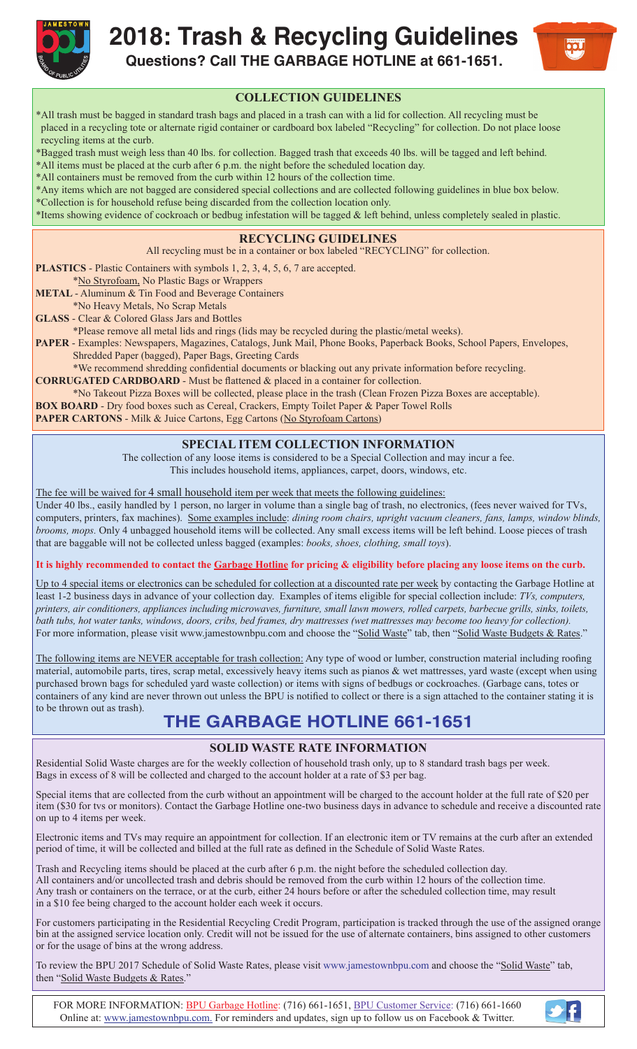# 2018: Trash & Recycling Guidelines

**Questions? Call THE GARBAGE HOTLINE at 661-1651.**

## COLLECTION GUIDELINES

*All trash must be bagged in standard trash bags and placed in a trash can with a lid for collection. All recycling must be placed in a recycling tote or alternate rigid container or cardboard box labeled "Recycling" for collection. Do not place loose recycling items at the curb.

*Bagged trash must weigh less than 40 lbs. for collection. Bagged trash that exceeds 40 lbs. will be tagged and left behind.

*All items must be placed at the curb after 6 p.m. the night before the scheduled location day.

*All containers must be removed from the curb within 12 hours of the collection time.

*Any items which are not bagged are considered special collections and are collected following guidelines in blue box below.

*Collection is for household refuse being discarded from the collection location only.

*Items showing evidence of cockroach or bedbug infestation will be tagged & left behind, unless completely sealed in plastic.

## RECYCLING GUIDELINES

All recycling must be in a container or box labeled "RECYCLING" for collection.

**PLASTICS** - Plastic Containers with symbols 1, 2, 3, 4, 5, 6, 7 are accepted.
*No Styrofoam, No Plastic Bags or Wrappers

**METAL** - Aluminum & Tin Food and Beverage Containers
*No Heavy Metals, No Scrap Metals

**GLASS** - Clear & Colored Glass Jars and Bottles
*Please remove all metal lids and rings (lids may be recycled during the plastic/metal weeks).

**PAPER** - Examples: Newspapers, Magazines, Catalogs, Junk Mail, Phone Books, Paperback Books, School Papers, Envelopes, Shredded Paper (bagged), Paper Bags, Greeting Cards
*We recommend shredding confidential documents or blacking out any private information before recycling.

**CORRUGATED CARDBOARD** - Must be flattened & placed in a container for collection.
*No Takeout Pizza Boxes will be collected, please place in the trash (Clean Frozen Pizza Boxes are acceptable).

**BOX BOARD** - Dry food boxes such as Cereal, Crackers, Empty Toilet Paper & Paper Towel Rolls

**PAPER CARTONS** - Milk & Juice Cartons, Egg Cartons (No Styrofoam Cartons)

## SPECIAL ITEM COLLECTION INFORMATION

The collection of any loose items is considered to be a Special Collection and may incur a fee.
This includes household items, appliances, carpet, doors, windows, etc.

The fee will be waived for 4 small household item per week that meets the following guidelines:
Under 40 lbs., easily handled by 1 person, no larger in volume than a single bag of trash, no electronics, (fees never waived for TVs, computers, printers, fax machines). Some examples include: *dining room chairs, upright vacuum cleaners, fans, lamps, window blinds, brooms, mops.* Only 4 unbagged household items will be collected. Any small excess items will be left behind. Loose pieces of trash that are baggable will not be collected unless bagged (examples: *books, shoes, clothing, small toys*).

**It is highly recommended to contact the Garbage Hotline for pricing & eligibility before placing any loose items on the curb.**

Up to 4 special items or electronics can be scheduled for collection at a discounted rate per week by contacting the Garbage Hotline at least 1-2 business days in advance of your collection day. Examples of items eligible for special collection include: *TVs, computers, printers, air conditioners, appliances including microwaves, furniture, small lawn mowers, rolled carpets, barbecue grills, sinks, toilets, bath tubs, hot water tanks, windows, doors, cribs, bed frames, dry mattresses (wet mattresses may become too heavy for collection).* For more information, please visit www.jamestownbpu.com and choose the "Solid Waste" tab, then "Solid Waste Budgets & Rates."

The following items are NEVER acceptable for trash collection: Any type of wood or lumber, construction material including roofing material, automobile parts, tires, scrap metal, excessively heavy items such as pianos & wet mattresses, yard waste (except when using purchased brown bags for scheduled yard waste collection) or items with signs of bedbugs or cockroaches. (Garbage cans, totes or containers of any kind are never thrown out unless the BPU is notified to collect or there is a sign attached to the container stating it is to be thrown out as trash).

## THE GARBAGE HOTLINE 661-1651

## SOLID WASTE RATE INFORMATION

Residential Solid Waste charges are for the weekly collection of household trash only, up to 8 standard trash bags per week. Bags in excess of 8 will be collected and charged to the account holder at a rate of $3 per bag.

Special items that are collected from the curb without an appointment will be charged to the account holder at the full rate of $20 per item ($30 for tvs or monitors). Contact the Garbage Hotline one-two business days in advance to schedule and receive a discounted rate on up to 4 items per week.

Electronic items and TVs may require an appointment for collection. If an electronic item or TV remains at the curb after an extended period of time, it will be collected and billed at the full rate as defined in the Schedule of Solid Waste Rates.

Trash and Recycling items should be placed at the curb after 6 p.m. the night before the scheduled collection day.
All containers and/or uncollected trash and debris should be removed from the curb within 12 hours of the collection time.
Any trash or containers on the terrace, or at the curb, either 24 hours before or after the scheduled collection time, may result in a $10 fee being charged to the account holder each week it occurs.

For customers participating in the Residential Recycling Credit Program, participation is tracked through the use of the assigned orange bin at the assigned service location only. Credit will not be issued for the use of alternate containers, bins assigned to other customers or for the usage of bins at the wrong address.

To review the BPU 2017 Schedule of Solid Waste Rates, please visit www.jamestownbpu.com and choose the "Solid Waste" tab, then "Solid Waste Budgets & Rates."

FOR MORE INFORMATION: BPU Garbage Hotline: (716) 661-1651, BPU Customer Service: (716) 661-1660
Online at: www.jamestownbpu.com. For reminders and updates, sign up to follow us on Facebook & Twitter.